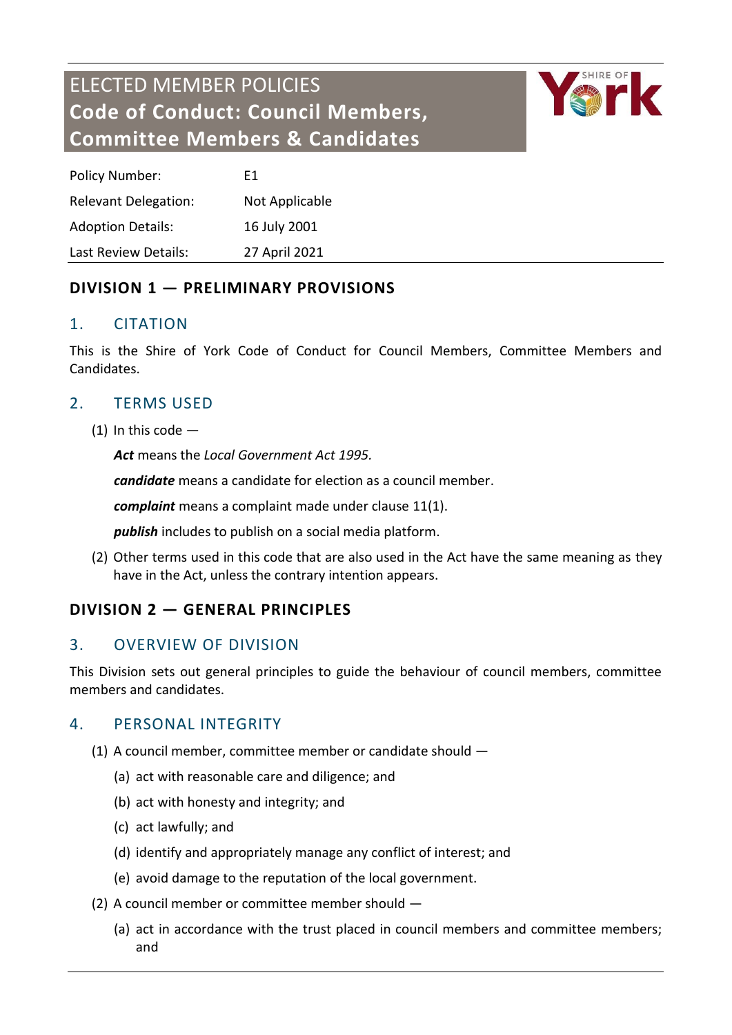# ELECTED MEMBER POLICIES
# Code of Conduct: Council Members, Committee Members & Candidates

| Policy Number: | E1 |
|---|---|
| Relevant Delegation: | Not Applicable |
| Adoption Details: | 16 July 2001 |
| Last Review Details: | 27 April 2021 |

## DIVISION 1 — PRELIMINARY PROVISIONS

### 1. CITATION

This is the Shire of York Code of Conduct for Council Members, Committee Members and Candidates.

### 2. TERMS USED

(1) In this code —

***Act*** means the *Local Government Act 1995*.

***candidate*** means a candidate for election as a council member.

***complaint*** means a complaint made under clause 11(1).

***publish*** includes to publish on a social media platform.

(2) Other terms used in this code that are also used in the Act have the same meaning as they have in the Act, unless the contrary intention appears.

## DIVISION 2 — GENERAL PRINCIPLES

### 3. OVERVIEW OF DIVISION

This Division sets out general principles to guide the behaviour of council members, committee members and candidates.

### 4. PERSONAL INTEGRITY

(1) A council member, committee member or candidate should —

(a) act with reasonable care and diligence; and

(b) act with honesty and integrity; and

(c) act lawfully; and

(d) identify and appropriately manage any conflict of interest; and

(e) avoid damage to the reputation of the local government.

(2) A council member or committee member should —

(a) act in accordance with the trust placed in council members and committee members; and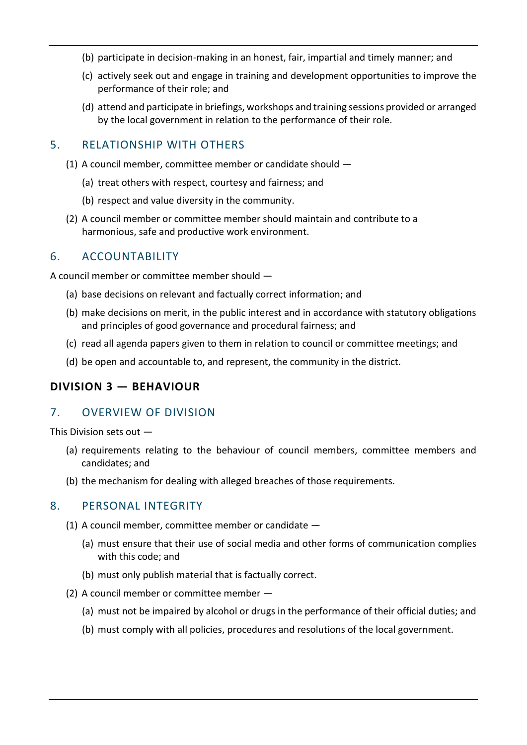(b) participate in decision-making in an honest, fair, impartial and timely manner; and

(c) actively seek out and engage in training and development opportunities to improve the performance of their role; and

(d) attend and participate in briefings, workshops and training sessions provided or arranged by the local government in relation to the performance of their role.

## 5. RELATIONSHIP WITH OTHERS

(1) A council member, committee member or candidate should —

(a) treat others with respect, courtesy and fairness; and

(b) respect and value diversity in the community.

(2) A council member or committee member should maintain and contribute to a harmonious, safe and productive work environment.

## 6. ACCOUNTABILITY

A council member or committee member should —

(a) base decisions on relevant and factually correct information; and

(b) make decisions on merit, in the public interest and in accordance with statutory obligations and principles of good governance and procedural fairness; and

(c) read all agenda papers given to them in relation to council or committee meetings; and

(d) be open and accountable to, and represent, the community in the district.

# DIVISION 3 — BEHAVIOUR

## 7. OVERVIEW OF DIVISION

This Division sets out —

(a) requirements relating to the behaviour of council members, committee members and candidates; and

(b) the mechanism for dealing with alleged breaches of those requirements.

## 8. PERSONAL INTEGRITY

(1) A council member, committee member or candidate —

(a) must ensure that their use of social media and other forms of communication complies with this code; and

(b) must only publish material that is factually correct.

(2) A council member or committee member —

(a) must not be impaired by alcohol or drugs in the performance of their official duties; and

(b) must comply with all policies, procedures and resolutions of the local government.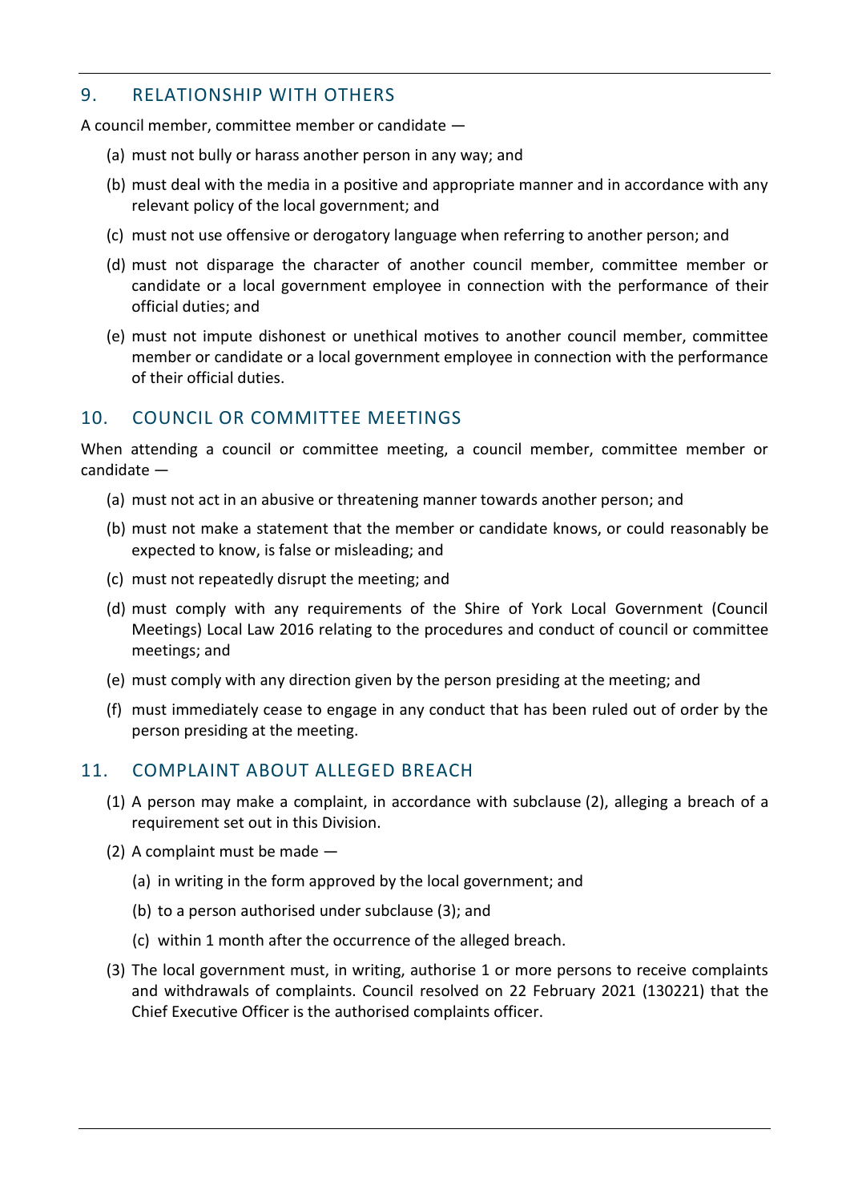## 9. RELATIONSHIP WITH OTHERS

A council member, committee member or candidate —

(a) must not bully or harass another person in any way; and

(b) must deal with the media in a positive and appropriate manner and in accordance with any relevant policy of the local government; and

(c) must not use offensive or derogatory language when referring to another person; and

(d) must not disparage the character of another council member, committee member or candidate or a local government employee in connection with the performance of their official duties; and

(e) must not impute dishonest or unethical motives to another council member, committee member or candidate or a local government employee in connection with the performance of their official duties.

## 10. COUNCIL OR COMMITTEE MEETINGS

When attending a council or committee meeting, a council member, committee member or candidate —

(a) must not act in an abusive or threatening manner towards another person; and

(b) must not make a statement that the member or candidate knows, or could reasonably be expected to know, is false or misleading; and

(c) must not repeatedly disrupt the meeting; and

(d) must comply with any requirements of the Shire of York Local Government (Council Meetings) Local Law 2016 relating to the procedures and conduct of council or committee meetings; and

(e) must comply with any direction given by the person presiding at the meeting; and

(f) must immediately cease to engage in any conduct that has been ruled out of order by the person presiding at the meeting.

## 11. COMPLAINT ABOUT ALLEGED BREACH

(1) A person may make a complaint, in accordance with subclause (2), alleging a breach of a requirement set out in this Division.

(2) A complaint must be made —

(a) in writing in the form approved by the local government; and

(b) to a person authorised under subclause (3); and

(c) within 1 month after the occurrence of the alleged breach.

(3) The local government must, in writing, authorise 1 or more persons to receive complaints and withdrawals of complaints. Council resolved on 22 February 2021 (130221) that the Chief Executive Officer is the authorised complaints officer.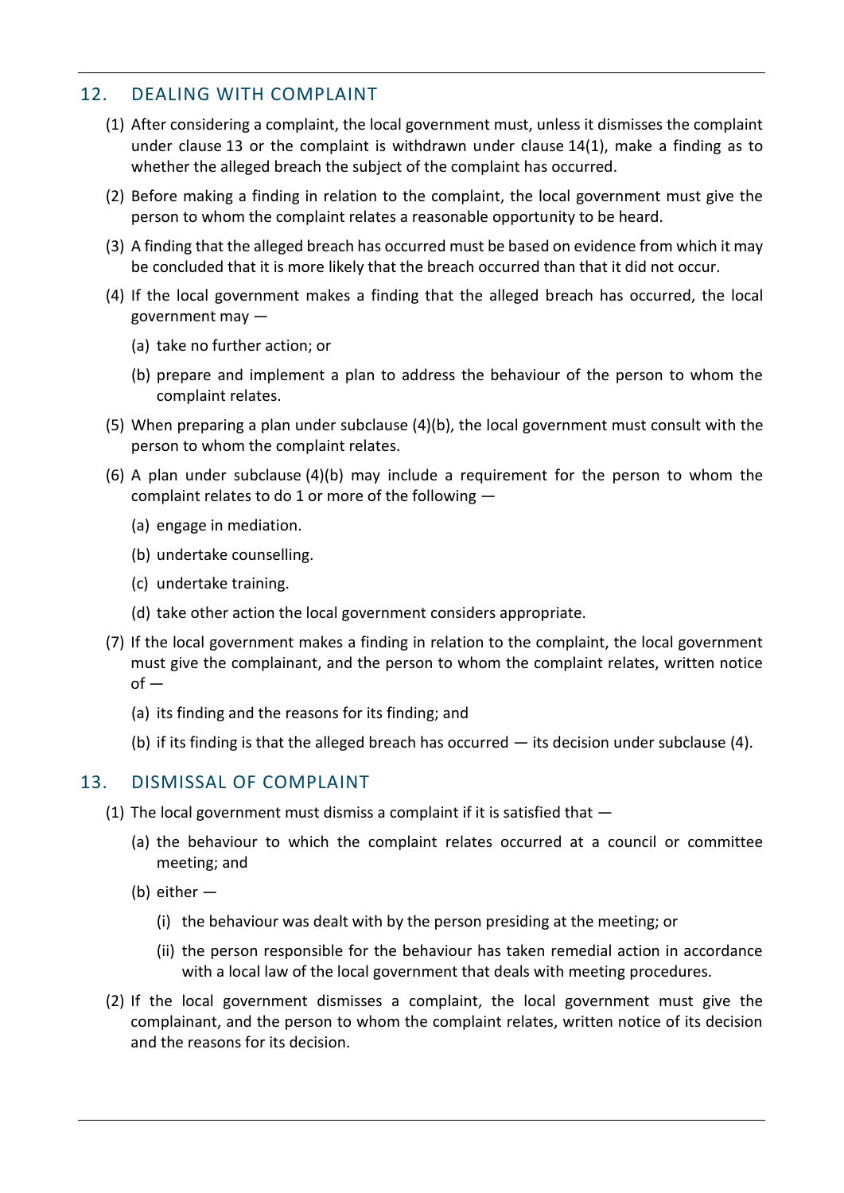## 12. DEALING WITH COMPLAINT

(1) After considering a complaint, the local government must, unless it dismisses the complaint under clause 13 or the complaint is withdrawn under clause 14(1), make a finding as to whether the alleged breach the subject of the complaint has occurred.

(2) Before making a finding in relation to the complaint, the local government must give the person to whom the complaint relates a reasonable opportunity to be heard.

(3) A finding that the alleged breach has occurred must be based on evidence from which it may be concluded that it is more likely that the breach occurred than that it did not occur.

(4) If the local government makes a finding that the alleged breach has occurred, the local government may —

- (a) take no further action; or
- (b) prepare and implement a plan to address the behaviour of the person to whom the complaint relates.

(5) When preparing a plan under subclause (4)(b), the local government must consult with the person to whom the complaint relates.

(6) A plan under subclause (4)(b) may include a requirement for the person to whom the complaint relates to do 1 or more of the following —

- (a) engage in mediation.
- (b) undertake counselling.
- (c) undertake training.
- (d) take other action the local government considers appropriate.

(7) If the local government makes a finding in relation to the complaint, the local government must give the complainant, and the person to whom the complaint relates, written notice of —

- (a) its finding and the reasons for its finding; and
- (b) if its finding is that the alleged breach has occurred — its decision under subclause (4).

## 13. DISMISSAL OF COMPLAINT

(1) The local government must dismiss a complaint if it is satisfied that —

- (a) the behaviour to which the complaint relates occurred at a council or committee meeting; and
- (b) either —
  - (i) the behaviour was dealt with by the person presiding at the meeting; or
  - (ii) the person responsible for the behaviour has taken remedial action in accordance with a local law of the local government that deals with meeting procedures.

(2) If the local government dismisses a complaint, the local government must give the complainant, and the person to whom the complaint relates, written notice of its decision and the reasons for its decision.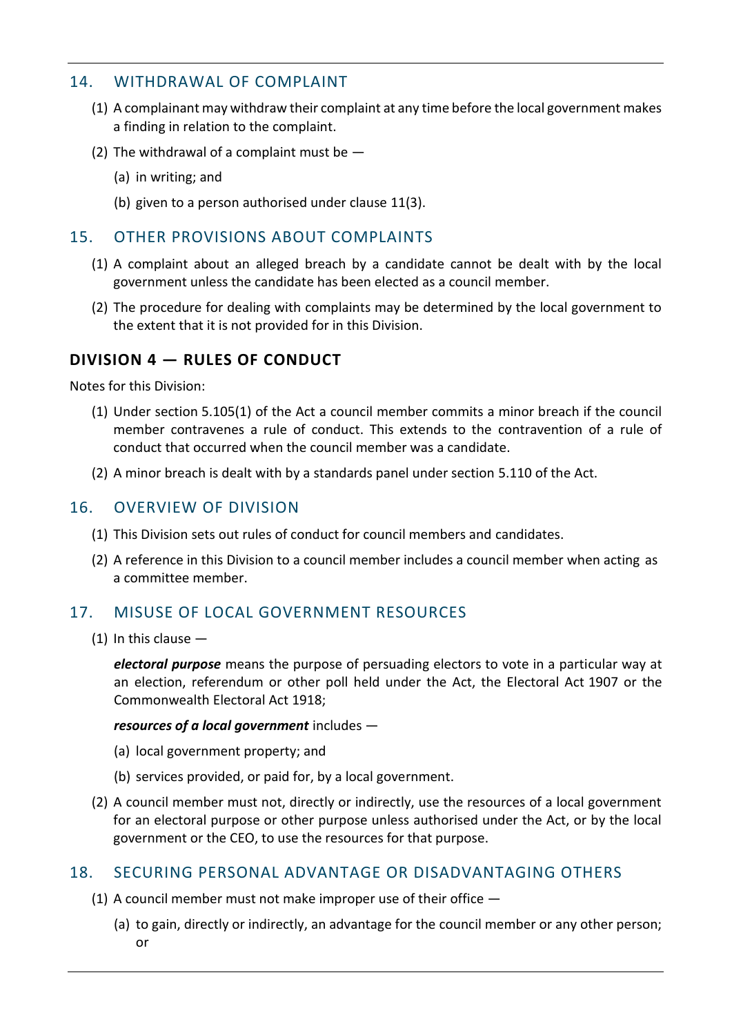## 14. WITHDRAWAL OF COMPLAINT

(1) A complainant may withdraw their complaint at any time before the local government makes a finding in relation to the complaint.

(2) The withdrawal of a complaint must be —

(a) in writing; and

(b) given to a person authorised under clause 11(3).

## 15. OTHER PROVISIONS ABOUT COMPLAINTS

(1) A complaint about an alleged breach by a candidate cannot be dealt with by the local government unless the candidate has been elected as a council member.

(2) The procedure for dealing with complaints may be determined by the local government to the extent that it is not provided for in this Division.

# DIVISION 4 — RULES OF CONDUCT

Notes for this Division:

(1) Under section 5.105(1) of the Act a council member commits a minor breach if the council member contravenes a rule of conduct. This extends to the contravention of a rule of conduct that occurred when the council member was a candidate.

(2) A minor breach is dealt with by a standards panel under section 5.110 of the Act.

## 16. OVERVIEW OF DIVISION

(1) This Division sets out rules of conduct for council members and candidates.

(2) A reference in this Division to a council member includes a council member when acting as a committee member.

## 17. MISUSE OF LOCAL GOVERNMENT RESOURCES

(1) In this clause —

***electoral purpose*** means the purpose of persuading electors to vote in a particular way at an election, referendum or other poll held under the Act, the Electoral Act 1907 or the Commonwealth Electoral Act 1918;

***resources of a local government*** includes —

(a) local government property; and

(b) services provided, or paid for, by a local government.

(2) A council member must not, directly or indirectly, use the resources of a local government for an electoral purpose or other purpose unless authorised under the Act, or by the local government or the CEO, to use the resources for that purpose.

## 18. SECURING PERSONAL ADVANTAGE OR DISADVANTAGING OTHERS

(1) A council member must not make improper use of their office —

(a) to gain, directly or indirectly, an advantage for the council member or any other person; or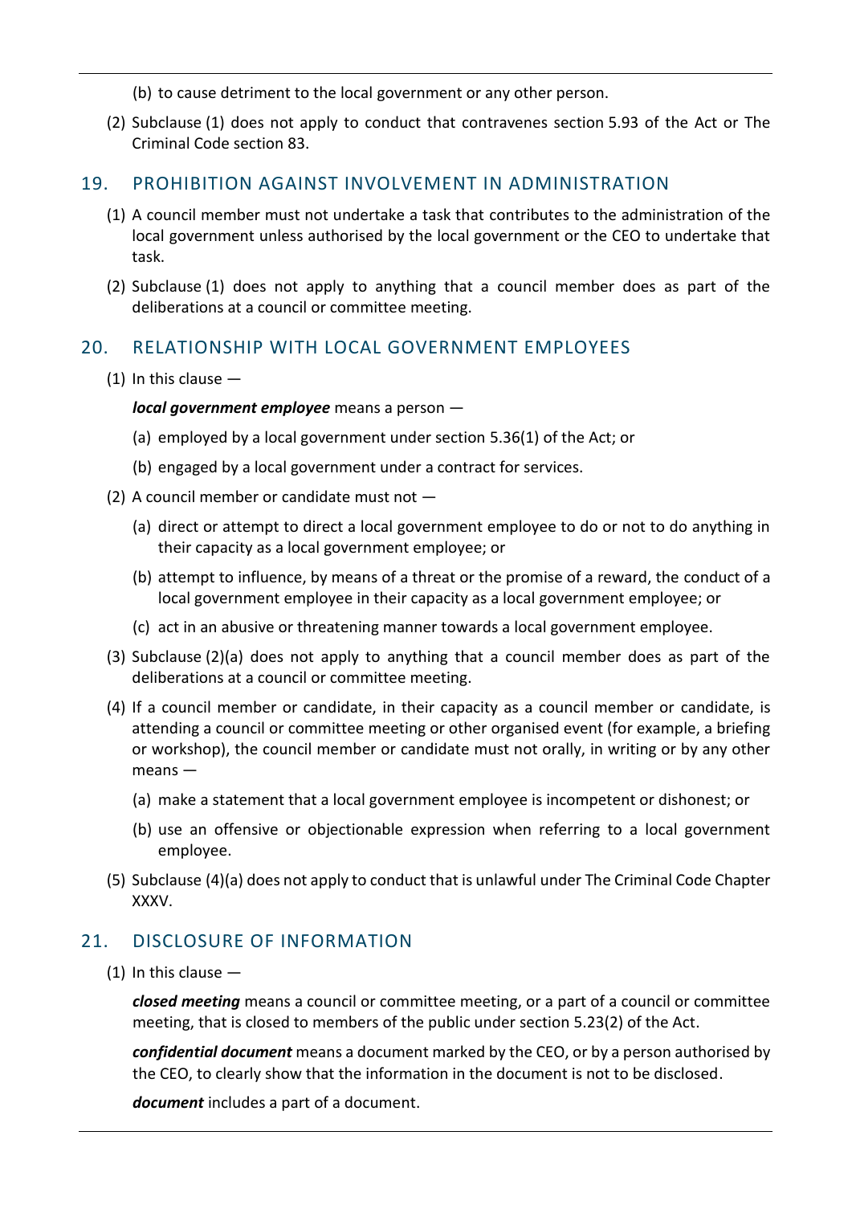(b) to cause detriment to the local government or any other person.

(2) Subclause (1) does not apply to conduct that contravenes section 5.93 of the Act or The Criminal Code section 83.

## 19. PROHIBITION AGAINST INVOLVEMENT IN ADMINISTRATION

(1) A council member must not undertake a task that contributes to the administration of the local government unless authorised by the local government or the CEO to undertake that task.

(2) Subclause (1) does not apply to anything that a council member does as part of the deliberations at a council or committee meeting.

## 20. RELATIONSHIP WITH LOCAL GOVERNMENT EMPLOYEES

(1) In this clause —

***local government employee*** means a person —

(a) employed by a local government under section 5.36(1) of the Act; or

(b) engaged by a local government under a contract for services.

(2) A council member or candidate must not —

(a) direct or attempt to direct a local government employee to do or not to do anything in their capacity as a local government employee; or

(b) attempt to influence, by means of a threat or the promise of a reward, the conduct of a local government employee in their capacity as a local government employee; or

(c) act in an abusive or threatening manner towards a local government employee.

(3) Subclause (2)(a) does not apply to anything that a council member does as part of the deliberations at a council or committee meeting.

(4) If a council member or candidate, in their capacity as a council member or candidate, is attending a council or committee meeting or other organised event (for example, a briefing or workshop), the council member or candidate must not orally, in writing or by any other means —

(a) make a statement that a local government employee is incompetent or dishonest; or

(b) use an offensive or objectionable expression when referring to a local government employee.

(5) Subclause (4)(a) does not apply to conduct that is unlawful under The Criminal Code Chapter XXXV.

## 21. DISCLOSURE OF INFORMATION

(1) In this clause —

***closed meeting*** means a council or committee meeting, or a part of a council or committee meeting, that is closed to members of the public under section 5.23(2) of the Act.

***confidential document*** means a document marked by the CEO, or by a person authorised by the CEO, to clearly show that the information in the document is not to be disclosed.

***document*** includes a part of a document.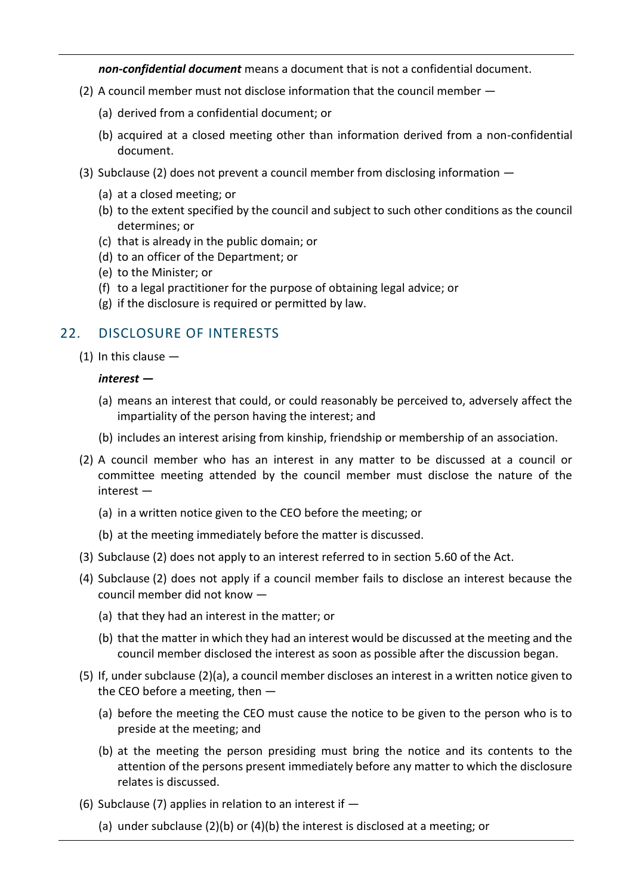***non-confidential document*** means a document that is not a confidential document.

(2) A council member must not disclose information that the council member —

(a) derived from a confidential document; or

(b) acquired at a closed meeting other than information derived from a non-confidential document.

(3) Subclause (2) does not prevent a council member from disclosing information —

(a) at a closed meeting; or
(b) to the extent specified by the council and subject to such other conditions as the council determines; or
(c) that is already in the public domain; or
(d) to an officer of the Department; or
(e) to the Minister; or
(f) to a legal practitioner for the purpose of obtaining legal advice; or
(g) if the disclosure is required or permitted by law.

## 22. DISCLOSURE OF INTERESTS

(1) In this clause —

***interest —***

(a) means an interest that could, or could reasonably be perceived to, adversely affect the impartiality of the person having the interest; and

(b) includes an interest arising from kinship, friendship or membership of an association.

(2) A council member who has an interest in any matter to be discussed at a council or committee meeting attended by the council member must disclose the nature of the interest —

(a) in a written notice given to the CEO before the meeting; or

(b) at the meeting immediately before the matter is discussed.

(3) Subclause (2) does not apply to an interest referred to in section 5.60 of the Act.

(4) Subclause (2) does not apply if a council member fails to disclose an interest because the council member did not know —

(a) that they had an interest in the matter; or

(b) that the matter in which they had an interest would be discussed at the meeting and the council member disclosed the interest as soon as possible after the discussion began.

(5) If, under subclause (2)(a), a council member discloses an interest in a written notice given to the CEO before a meeting, then —

(a) before the meeting the CEO must cause the notice to be given to the person who is to preside at the meeting; and

(b) at the meeting the person presiding must bring the notice and its contents to the attention of the persons present immediately before any matter to which the disclosure relates is discussed.

(6) Subclause (7) applies in relation to an interest if —

(a) under subclause (2)(b) or (4)(b) the interest is disclosed at a meeting; or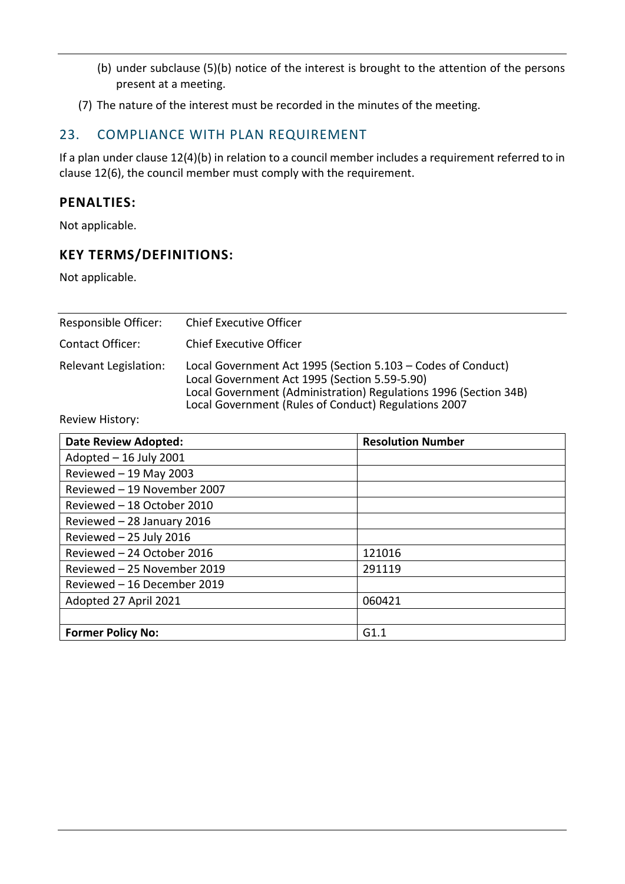(b) under subclause (5)(b) notice of the interest is brought to the attention of the persons present at a meeting.

(7) The nature of the interest must be recorded in the minutes of the meeting.

## 23. COMPLIANCE WITH PLAN REQUIREMENT

If a plan under clause 12(4)(b) in relation to a council member includes a requirement referred to in clause 12(6), the council member must comply with the requirement.

## PENALTIES:

Not applicable.

## KEY TERMS/DEFINITIONS:

Not applicable.

| | |
|---|---|
| Responsible Officer: | Chief Executive Officer |
| Contact Officer: | Chief Executive Officer |
| Relevant Legislation: | Local Government Act 1995 (Section 5.103 – Codes of Conduct)<br>Local Government Act 1995 (Section 5.59-5.90)<br>Local Government (Administration) Regulations 1996 (Section 34B)<br>Local Government (Rules of Conduct) Regulations 2007 |

Review History:

| **Date Review Adopted:** | **Resolution Number** |
|---|---|
| Adopted – 16 July 2001 | |
| Reviewed – 19 May 2003 | |
| Reviewed – 19 November 2007 | |
| Reviewed – 18 October 2010 | |
| Reviewed – 28 January 2016 | |
| Reviewed – 25 July 2016 | |
| Reviewed – 24 October 2016 | 121016 |
| Reviewed – 25 November 2019 | 291119 |
| Reviewed – 16 December 2019 | |
| Adopted 27 April 2021 | 060421 |
| | |
| **Former Policy No:** | G1.1 |